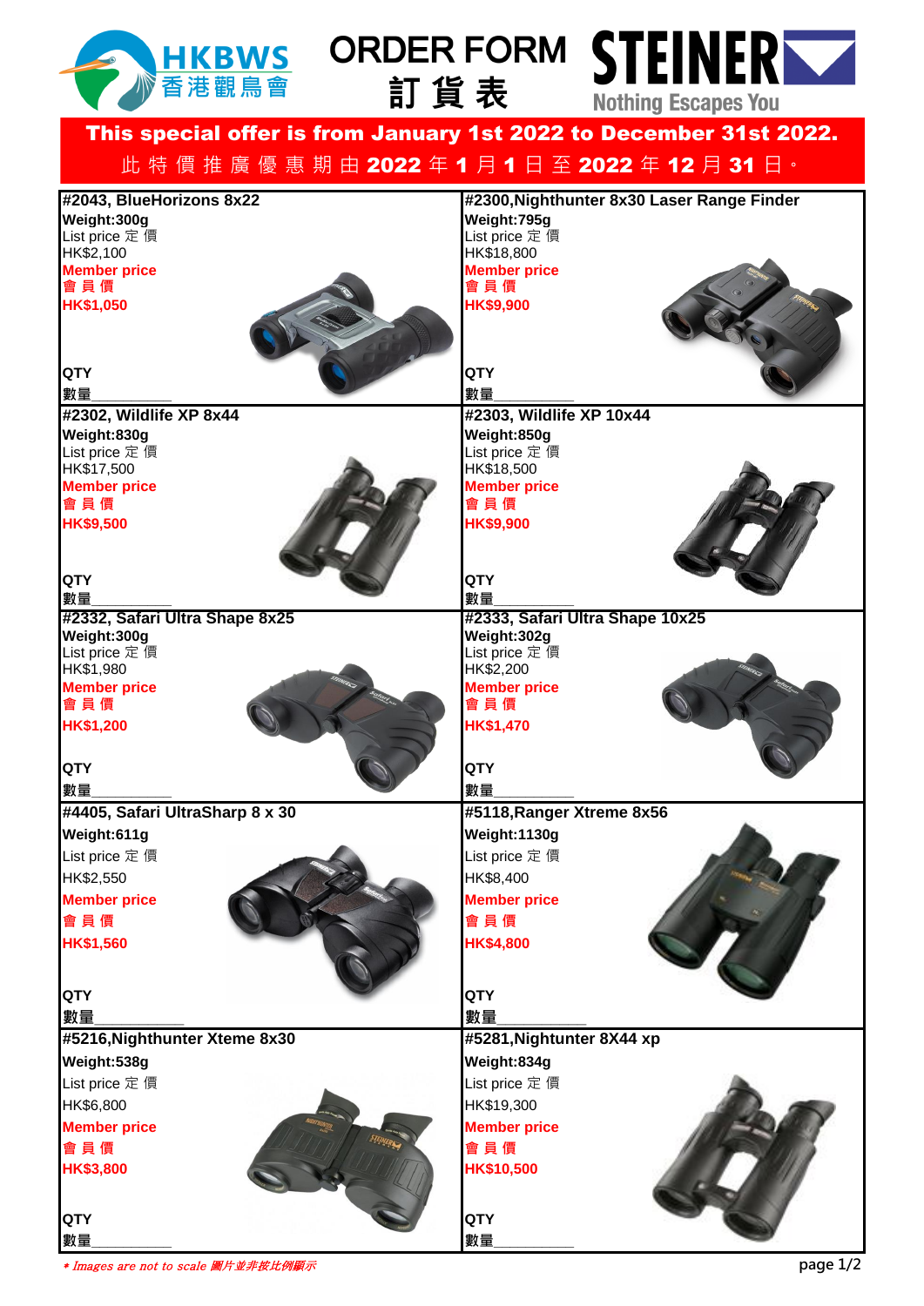# HKBWS 香港觀鳥會 ORDER FORM 訂貨表 STEINER Nothing Escapes You

**This special offer is from January 1st 2022 to December 31st 2022.**

此特價推廣優惠期由 **2022** 年 **1** 月 **1** 日至 **2022** 年 **12** 月 **31** 日。

| | |
|---|---|
| **#2043, BlueHorizons 8x22**<br>**Weight:300g**<br>List price 定價<br>HK$2,100<br>**Member price**<br>**會員價**<br>**HK$1,050**<br><br>**QTY**<br>**數量**__________ | **#2300,Nighthunter 8x30 Laser Range Finder**<br>**Weight:795g**<br>List price 定價<br>HK$18,800<br>**Member price**<br>**會員價**<br>**HK$9,900**<br><br>**QTY**<br>**數量**__________ |
| **#2302, Wildlife XP 8x44**<br>**Weight:830g**<br>List price 定價<br>HK$17,500<br>**Member price**<br>**會員價**<br>**HK$9,500**<br><br>**QTY**<br>**數量**__________ | **#2303, Wildlife XP 10x44**<br>**Weight:850g**<br>List price 定價<br>HK$18,500<br>**Member price**<br>**會員價**<br>**HK$9,900**<br><br>**QTY**<br>**數量**__________ |
| **#2332, Safari Ultra Shape 8x25**<br>**Weight:300g**<br>List price 定價<br>HK$1,980<br>**Member price**<br>**會員價**<br>**HK$1,200**<br><br>**QTY**<br>**數量**__________ | **#2333, Safari Ultra Shape 10x25**<br>**Weight:302g**<br>List price 定價<br>HK$2,200<br>**Member price**<br>**會員價**<br>**HK$1,470**<br><br>**QTY**<br>**數量**__________ |
| **#4405, Safari UltraSharp 8 x 30**<br>**Weight:611g**<br>List price 定價<br>HK$2,550<br>**Member price**<br>**會員價**<br>**HK$1,560**<br><br>**QTY**<br>**數量**__________ | **#5118,Ranger Xtreme 8x56**<br>**Weight:1130g**<br>List price 定價<br>HK$8,400<br>**Member price**<br>**會員價**<br>**HK$4,800**<br><br>**QTY**<br>**數量**__________ |
| **#5216,Nighthunter Xteme 8x30**<br>**Weight:538g**<br>List price 定價<br>HK$6,800<br>**Member price**<br>**會員價**<br>**HK$3,800**<br><br>**QTY**<br>**數量**__________ | **#5281,Nightunter 8X44 xp**<br>**Weight:834g**<br>List price 定價<br>HK$19,300<br>**Member price**<br>**會員價**<br>**HK$10,500**<br><br>**QTY**<br>**數量**__________ |

*\* Images are not to scale 圖片並非按比例顯示*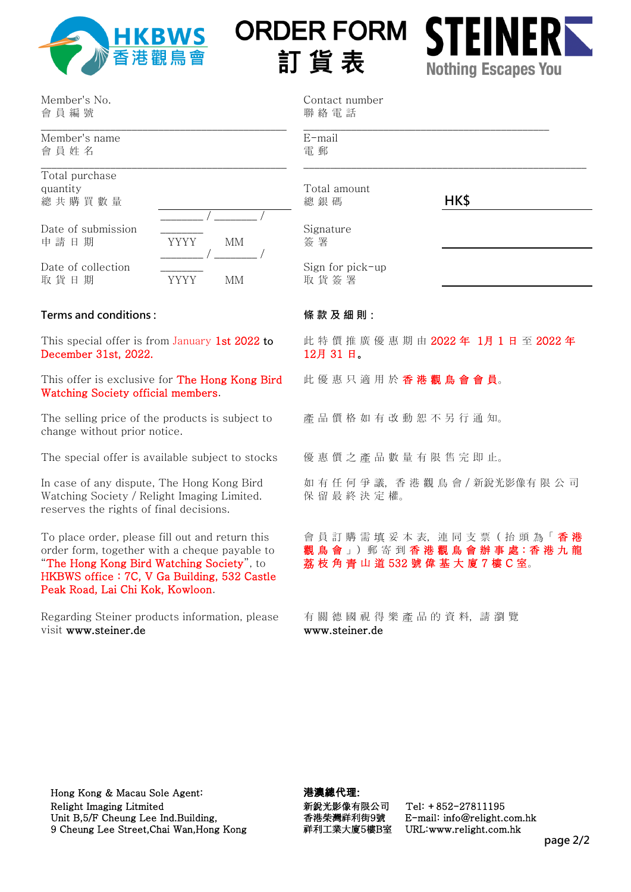HKBWS 香港觀鳥會

# ORDER FORM 訂貨表

STEINER
Nothing Escapes You

Member's No.
會員編號
\_\_\_\_\_\_\_\_\_\_\_\_\_\_\_\_\_\_\_\_\_\_\_\_

Contact number
聯絡電話
\_\_\_\_\_\_\_\_\_\_\_\_\_\_\_\_\_\_\_\_\_\_\_\_

Member's name
會員姓名
\_\_\_\_\_\_\_\_\_\_\_\_\_\_\_\_\_\_\_\_\_\_\_\_

E-mail
電郵
\_\_\_\_\_\_\_\_\_\_\_\_\_\_\_\_\_\_\_\_\_\_\_\_

Total purchase quantity
總共購買數量 \_\_\_\_\_\_\_\_\_\_\_\_

Total amount
總銀碼 HK$ \_\_\_\_\_\_\_\_\_\_\_\_

Date of submission
申請日期 \_\_\_\_\_\_\_ / \_\_\_\_\_\_\_ / \_\_\_\_\_\_\_
YYYY MM

Signature
簽署 \_\_\_\_\_\_\_\_\_\_\_\_

Date of collection
取貨日期 \_\_\_\_\_\_\_ / \_\_\_\_\_\_\_ / \_\_\_\_\_\_\_
YYYY MM

Sign for pick-up
取貨簽署 \_\_\_\_\_\_\_\_\_\_\_\_

## Terms and conditions :

This special offer is from January 1st 2022 to December 31st, 2022.

This offer is exclusive for The Hong Kong Bird Watching Society official members.

The selling price of the products is subject to change without prior notice.

The special offer is available subject to stocks

In case of any dispute, The Hong Kong Bird Watching Society / Relight Imaging Limited. reserves the rights of final decisions.

To place order, please fill out and return this order form, together with a cheque payable to "The Hong Kong Bird Watching Society", to HKBWS office : 7C, V Ga Building, 532 Castle Peak Road, Lai Chi Kok, Kowloon.

Regarding Steiner products information, please visit **www.steiner.de**

## 條款及細則 :

此特價推廣優惠期由2022年 1月1日至2022年12月31日。

此優惠只適用於香港觀鳥會會員。

產品價格如有改動恕不另行通知。

優惠價之產品數量有限售完即止。

如有任何爭議, 香港觀鳥會 / 新銳光影像有限公司保留最終決定權。

會員訂購需填妥本表, 連同支票 ( 抬頭為「香港觀鳥會」) 郵寄到香港觀鳥會辦事處 : 香港九龍荔枝角青山道532號偉基大廈7樓C室。

有關德國視得樂產品的資料, 請瀏覽 **www.steiner.de**

Hong Kong & Macau Sole Agent:
Relight Imaging Litmited
Unit B,5/F Cheung Lee Ind.Building,
9 Cheung Lee Street,Chai Wan,Hong Kong

**港澳總代理:**
新銳光影像有限公司
香港柴灣祥利街9號
祥利工業大廈5樓B室

Tel: +852-27811195
E-mail: info@relight.com.hk
URL:www.relight.com.hk